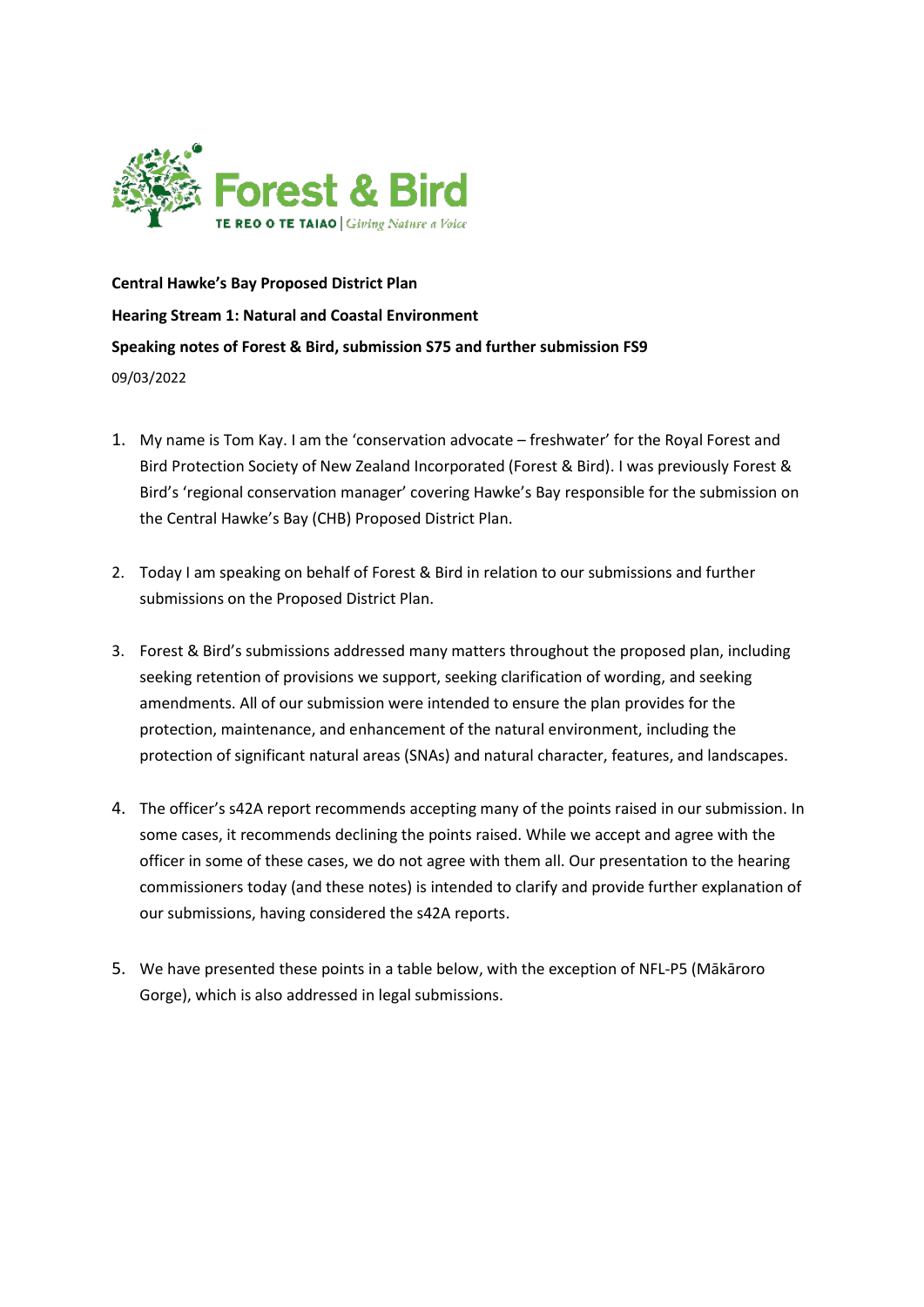Forest & Bird

TE REO O TE TAIAO | *Giving Nature a Voice*

**Central Hawke's Bay Proposed District Plan**

**Hearing Stream 1: Natural and Coastal Environment**

**Speaking notes of Forest & Bird, submission S75 and further submission FS9**

09/03/2022

1. My name is Tom Kay. I am the 'conservation advocate – freshwater' for the Royal Forest and Bird Protection Society of New Zealand Incorporated (Forest & Bird). I was previously Forest & Bird's 'regional conservation manager' covering Hawke's Bay responsible for the submission on the Central Hawke's Bay (CHB) Proposed District Plan.

2. Today I am speaking on behalf of Forest & Bird in relation to our submissions and further submissions on the Proposed District Plan.

3. Forest & Bird's submissions addressed many matters throughout the proposed plan, including seeking retention of provisions we support, seeking clarification of wording, and seeking amendments. All of our submission were intended to ensure the plan provides for the protection, maintenance, and enhancement of the natural environment, including the protection of significant natural areas (SNAs) and natural character, features, and landscapes.

4. The officer's s42A report recommends accepting many of the points raised in our submission. In some cases, it recommends declining the points raised. While we accept and agree with the officer in some of these cases, we do not agree with them all. Our presentation to the hearing commissioners today (and these notes) is intended to clarify and provide further explanation of our submissions, having considered the s42A reports.

5. We have presented these points in a table below, with the exception of NFL-P5 (Mākāroro Gorge), which is also addressed in legal submissions.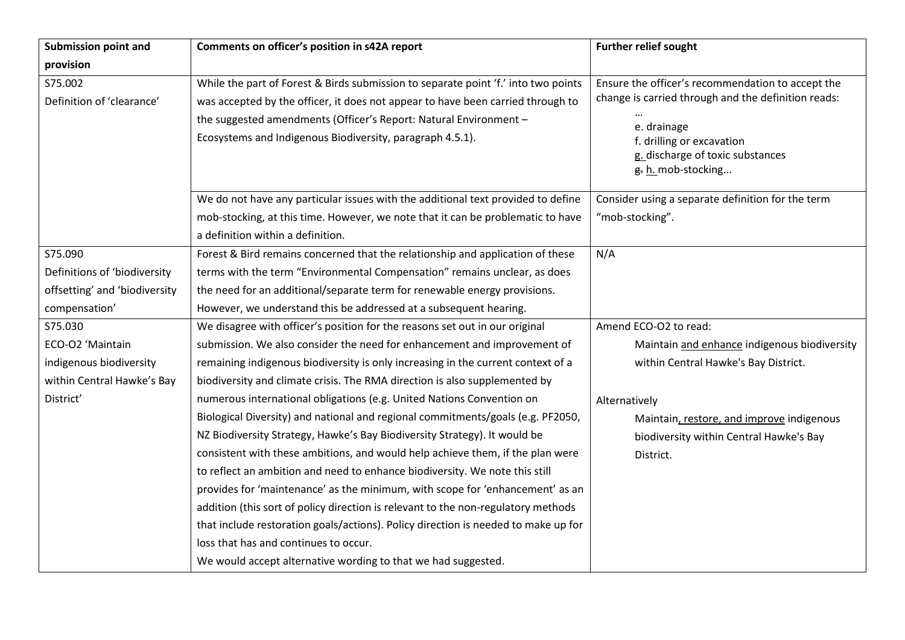| Submission point and provision | Comments on officer's position in s42A report | Further relief sought |
|---|---|---|
| S75.002<br>Definition of 'clearance' | While the part of Forest & Birds submission to separate point 'f.' into two points was accepted by the officer, it does not appear to have been carried through to the suggested amendments (Officer's Report: Natural Environment – Ecosystems and Indigenous Biodiversity, paragraph 4.5.1). | Ensure the officer's recommendation to accept the change is carried through and the definition reads:<br>…<br>e. drainage<br>f. drilling or excavation<br><u>g.</u> discharge of toxic substances<br>~~g.~~ <u>h.</u> mob-stocking... |
| | We do not have any particular issues with the additional text provided to define mob-stocking, at this time. However, we note that it can be problematic to have a definition within a definition. | Consider using a separate definition for the term "mob-stocking". |
| S75.090<br>Definitions of 'biodiversity offsetting' and 'biodiversity compensation' | Forest & Bird remains concerned that the relationship and application of these terms with the term "Environmental Compensation" remains unclear, as does the need for an additional/separate term for renewable energy provisions. However, we understand this be addressed at a subsequent hearing. | N/A |
| S75.030<br>ECO-O2 'Maintain indigenous biodiversity within Central Hawke's Bay District' | We disagree with officer's position for the reasons set out in our original submission. We also consider the need for enhancement and improvement of remaining indigenous biodiversity is only increasing in the current context of a biodiversity and climate crisis. The RMA direction is also supplemented by numerous international obligations (e.g. United Nations Convention on Biological Diversity) and national and regional commitments/goals (e.g. PF2050, NZ Biodiversity Strategy, Hawke's Bay Biodiversity Strategy). It would be consistent with these ambitions, and would help achieve them, if the plan were to reflect an ambition and need to enhance biodiversity. We note this still provides for 'maintenance' as the minimum, with scope for 'enhancement' as an addition (this sort of policy direction is relevant to the non-regulatory methods that include restoration goals/actions). Policy direction is needed to make up for loss that has and continues to occur.<br>We would accept alternative wording to that we had suggested. | Amend ECO-O2 to read:<br>Maintain <u>and enhance</u> indigenous biodiversity within Central Hawke's Bay District.<br><br>Alternatively<br>Maintain<u>, restore, and improve</u> indigenous biodiversity within Central Hawke's Bay District. |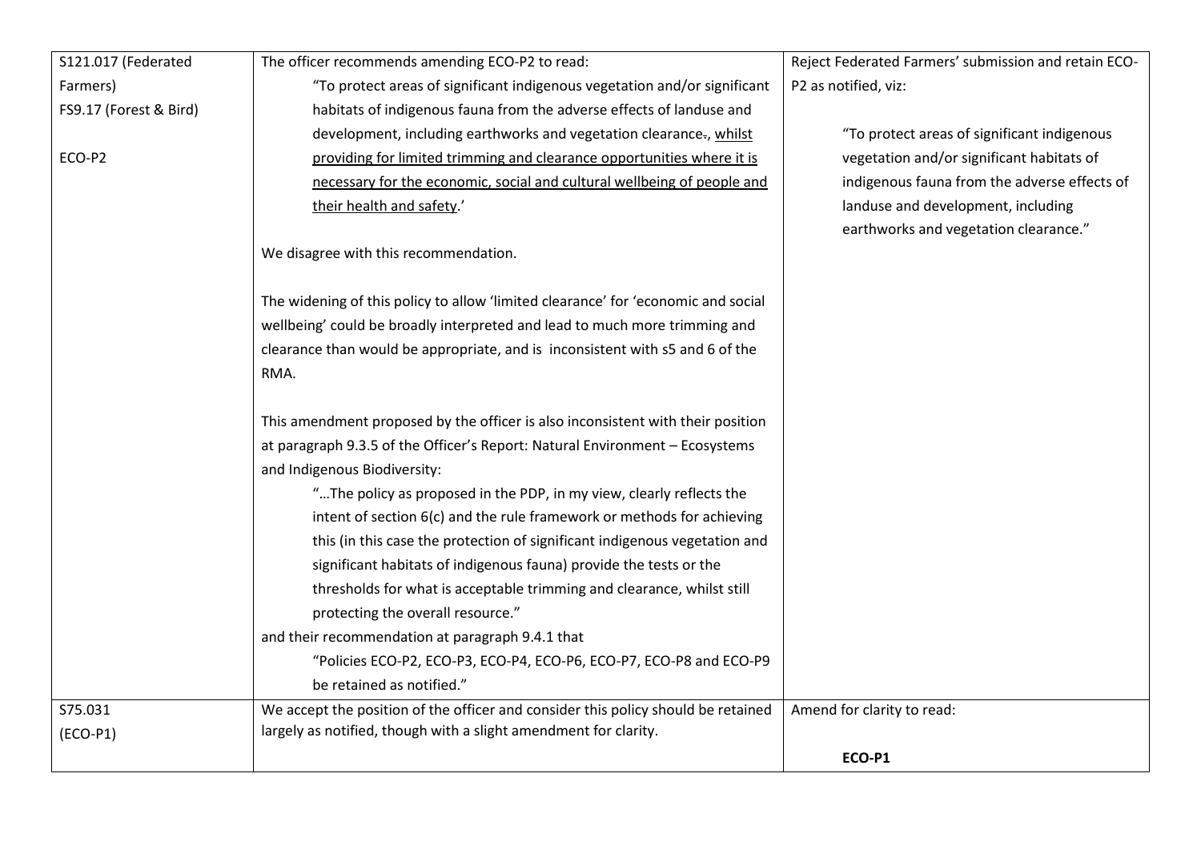| | | |
|---|---|---|
| S121.017 (Federated Farmers)<br>FS9.17 (Forest & Bird)<br><br>ECO-P2 | The officer recommends amending ECO-P2 to read:<br>"To protect areas of significant indigenous vegetation and/or significant habitats of indigenous fauna from the adverse effects of landuse and development, including earthworks and vegetation clearance~~.~~, <u>whilst providing for limited trimming and clearance opportunities where it is necessary for the economic, social and cultural wellbeing of people and their health and safety</u>.'<br><br>We disagree with this recommendation.<br><br>The widening of this policy to allow 'limited clearance' for 'economic and social wellbeing' could be broadly interpreted and lead to much more trimming and clearance than would be appropriate, and is inconsistent with s5 and 6 of the RMA.<br><br>This amendment proposed by the officer is also inconsistent with their position at paragraph 9.3.5 of the Officer's Report: Natural Environment – Ecosystems and Indigenous Biodiversity:<br>"…The policy as proposed in the PDP, in my view, clearly reflects the intent of section 6(c) and the rule framework or methods for achieving this (in this case the protection of significant indigenous vegetation and significant habitats of indigenous fauna) provide the tests or the thresholds for what is acceptable trimming and clearance, whilst still protecting the overall resource."<br>and their recommendation at paragraph 9.4.1 that<br>"Policies ECO-P2, ECO-P3, ECO-P4, ECO-P6, ECO-P7, ECO-P8 and ECO-P9 be retained as notified." | Reject Federated Farmers' submission and retain ECO-P2 as notified, viz:<br><br>"To protect areas of significant indigenous vegetation and/or significant habitats of indigenous fauna from the adverse effects of landuse and development, including earthworks and vegetation clearance." |
| S75.031<br>(ECO-P1) | We accept the position of the officer and consider this policy should be retained largely as notified, though with a slight amendment for clarity. | Amend for clarity to read:<br><br>**ECO-P1** |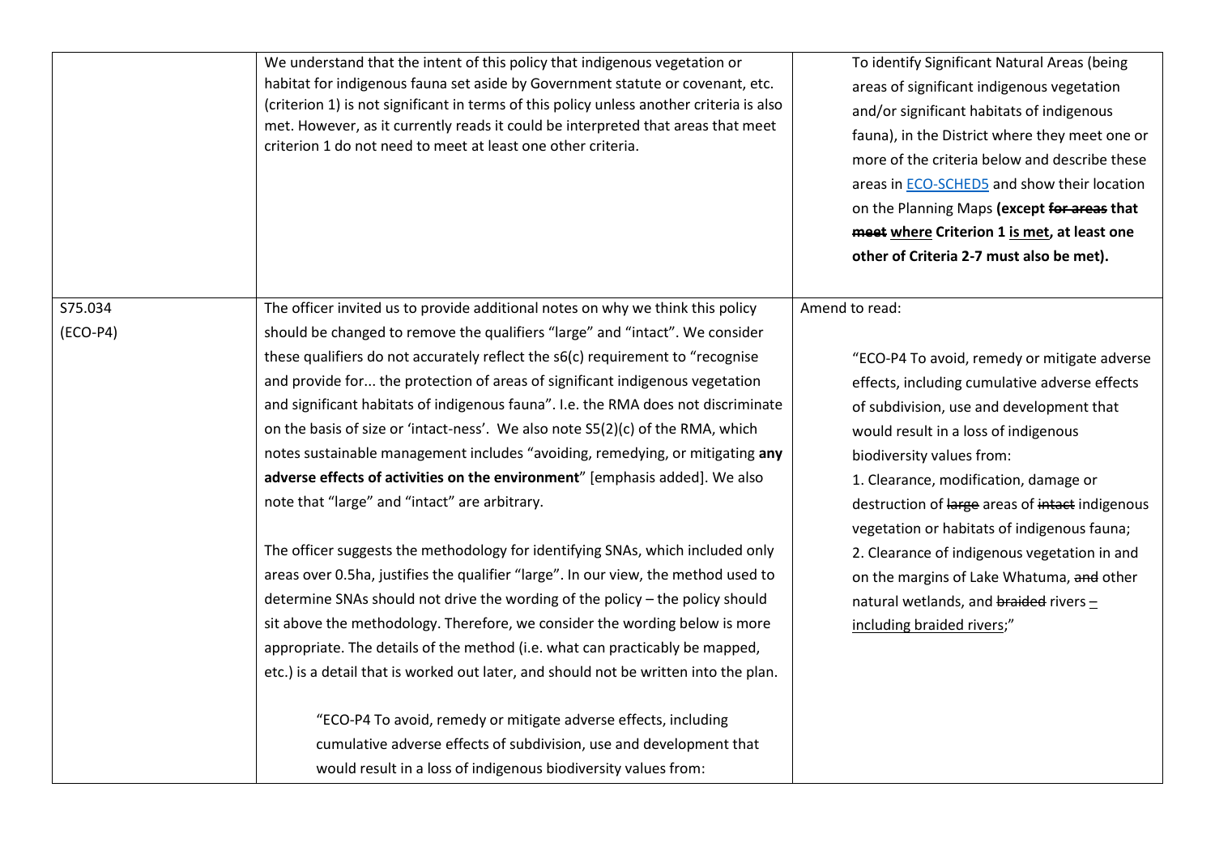| | | |
|---|---|---|
| | We understand that the intent of this policy that indigenous vegetation or habitat for indigenous fauna set aside by Government statute or covenant, etc. (criterion 1) is not significant in terms of this policy unless another criteria is also met. However, as it currently reads it could be interpreted that areas that meet criterion 1 do not need to meet at least one other criteria. | To identify Significant Natural Areas (being areas of significant indigenous vegetation and/or significant habitats of indigenous fauna), in the District where they meet one or more of the criteria below and describe these areas in ECO-SCHED5 and show their location on the Planning Maps **(except ~~for areas~~ that ~~meet~~ <u>where</u> Criterion 1 <u>is met</u>, at least one other of Criteria 2-7 must also be met).** |
| S75.034 (ECO-P4) | The officer invited us to provide additional notes on why we think this policy should be changed to remove the qualifiers "large" and "intact". We consider these qualifiers do not accurately reflect the s6(c) requirement to "recognise and provide for... the protection of areas of significant indigenous vegetation and significant habitats of indigenous fauna". I.e. the RMA does not discriminate on the basis of size or 'intact-ness'. We also note S5(2)(c) of the RMA, which notes sustainable management includes "avoiding, remedying, or mitigating **any adverse effects of activities on the environment**" [emphasis added]. We also note that "large" and "intact" are arbitrary.<br><br>The officer suggests the methodology for identifying SNAs, which included only areas over 0.5ha, justifies the qualifier "large". In our view, the method used to determine SNAs should not drive the wording of the policy – the policy should sit above the methodology. Therefore, we consider the wording below is more appropriate. The details of the method (i.e. what can practicably be mapped, etc.) is a detail that is worked out later, and should not be written into the plan.<br><br>"ECO-P4 To avoid, remedy or mitigate adverse effects, including cumulative adverse effects of subdivision, use and development that would result in a loss of indigenous biodiversity values from: | Amend to read:<br><br>"ECO-P4 To avoid, remedy or mitigate adverse effects, including cumulative adverse effects of subdivision, use and development that would result in a loss of indigenous biodiversity values from:<br>1. Clearance, modification, damage or destruction of ~~large~~ areas of ~~intact~~ indigenous vegetation or habitats of indigenous fauna;<br>2. Clearance of indigenous vegetation in and on the margins of Lake Whatuma, ~~and~~ other natural wetlands, and ~~braided~~ rivers <u>– including braided rivers</u>;" |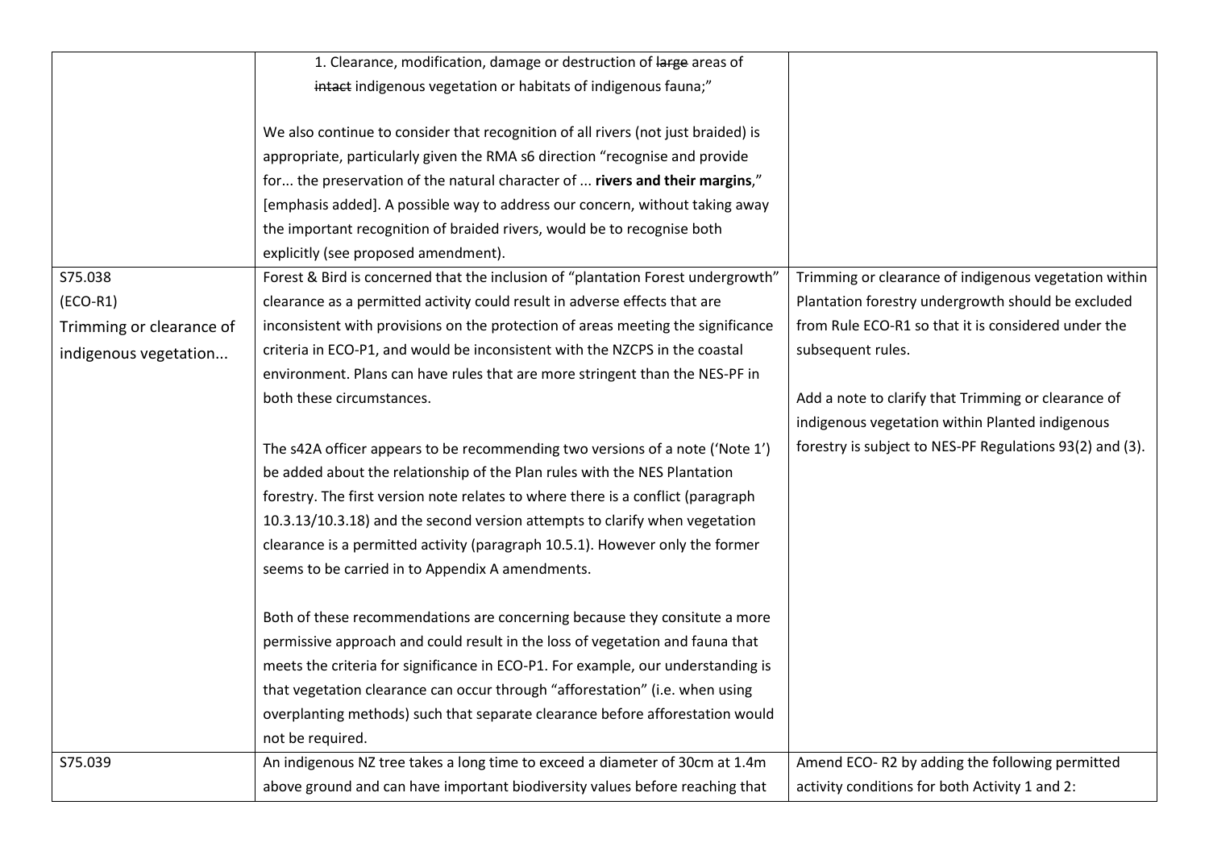| | | |
|---|---|---|
| | 1. Clearance, modification, damage or destruction of ~~large~~ areas of ~~intact~~ indigenous vegetation or habitats of indigenous fauna;"<br><br>We also continue to consider that recognition of all rivers (not just braided) is appropriate, particularly given the RMA s6 direction "recognise and provide for... the preservation of the natural character of ... **rivers and their margins**," [emphasis added]. A possible way to address our concern, without taking away the important recognition of braided rivers, would be to recognise both explicitly (see proposed amendment). | |
| S75.038<br>(ECO-R1)<br>Trimming or clearance of indigenous vegetation... | Forest & Bird is concerned that the inclusion of "plantation Forest undergrowth" clearance as a permitted activity could result in adverse effects that are inconsistent with provisions on the protection of areas meeting the significance criteria in ECO-P1, and would be inconsistent with the NZCPS in the coastal environment. Plans can have rules that are more stringent than the NES-PF in both these circumstances.<br><br>The s42A officer appears to be recommending two versions of a note ('Note 1') be added about the relationship of the Plan rules with the NES Plantation forestry. The first version note relates to where there is a conflict (paragraph 10.3.13/10.3.18) and the second version attempts to clarify when vegetation clearance is a permitted activity (paragraph 10.5.1). However only the former seems to be carried in to Appendix A amendments.<br><br>Both of these recommendations are concerning because they consitute a more permissive approach and could result in the loss of vegetation and fauna that meets the criteria for significance in ECO-P1. For example, our understanding is that vegetation clearance can occur through "afforestation" (i.e. when using overplanting methods) such that separate clearance before afforestation would not be required. | Trimming or clearance of indigenous vegetation within Plantation forestry undergrowth should be excluded from Rule ECO-R1 so that it is considered under the subsequent rules.<br><br>Add a note to clarify that Trimming or clearance of indigenous vegetation within Planted indigenous forestry is subject to NES-PF Regulations 93(2) and (3). |
| S75.039 | An indigenous NZ tree takes a long time to exceed a diameter of 30cm at 1.4m above ground and can have important biodiversity values before reaching that | Amend ECO- R2 by adding the following permitted activity conditions for both Activity 1 and 2: |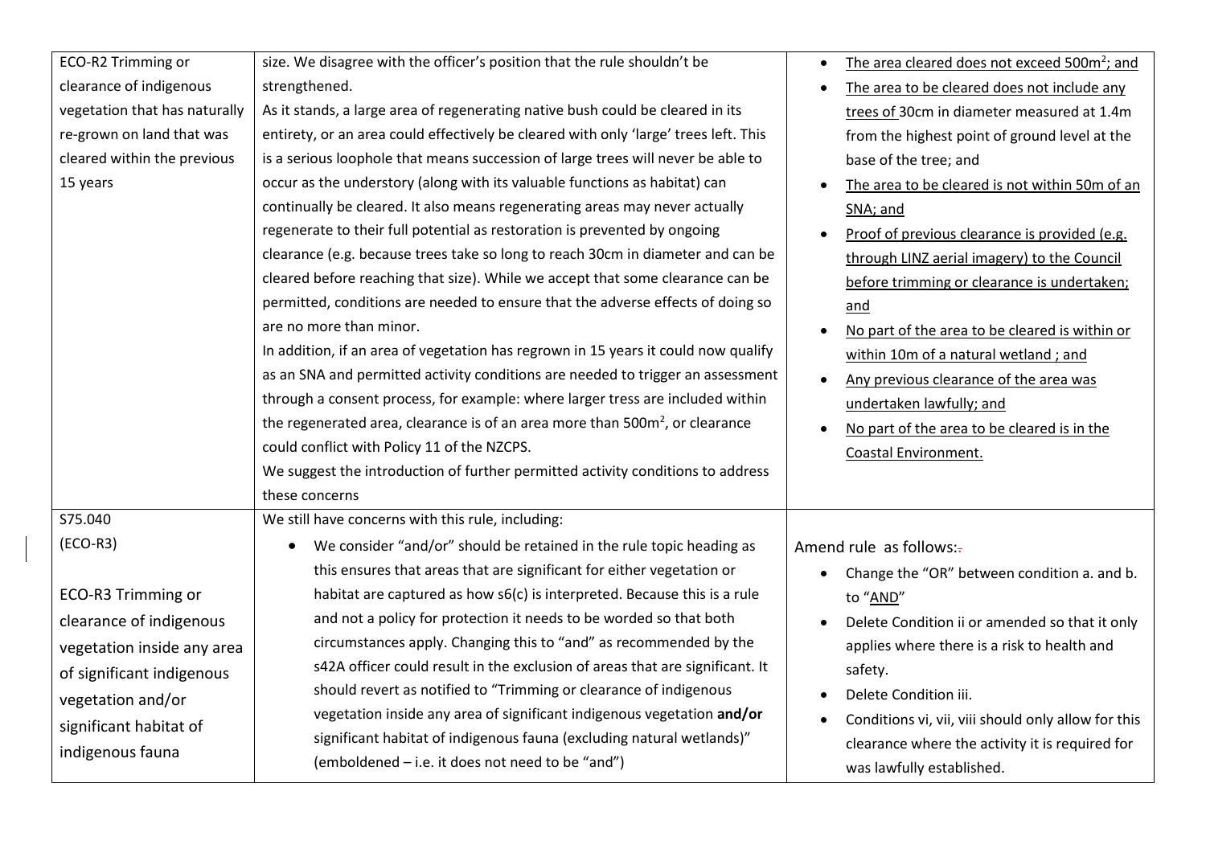| | | |
|---|---|---|
| ECO-R2 Trimming or clearance of indigenous vegetation that has naturally re-grown on land that was cleared within the previous 15 years | size. We disagree with the officer's position that the rule shouldn't be strengthened.<br>As it stands, a large area of regenerating native bush could be cleared in its entirety, or an area could effectively be cleared with only 'large' trees left. This is a serious loophole that means succession of large trees will never be able to occur as the understory (along with its valuable functions as habitat) can continually be cleared. It also means regenerating areas may never actually regenerate to their full potential as restoration is prevented by ongoing clearance (e.g. because trees take so long to reach 30cm in diameter and can be cleared before reaching that size). While we accept that some clearance can be permitted, conditions are needed to ensure that the adverse effects of doing so are no more than minor.<br>In addition, if an area of vegetation has regrown in 15 years it could now qualify as an SNA and permitted activity conditions are needed to trigger an assessment through a consent process, for example: where larger tress are included within the regenerated area, clearance is of an area more than 500m$^2$, or clearance could conflict with Policy 11 of the NZCPS.<br>We suggest the introduction of further permitted activity conditions to address these concerns | • The area cleared does not exceed 500m$^2$; and<br>• The area to be cleared does not include any trees of 30cm in diameter measured at 1.4m from the highest point of ground level at the base of the tree; and<br>• The area to be cleared is not within 50m of an SNA; and<br>• Proof of previous clearance is provided (e.g. through LINZ aerial imagery) to the Council before trimming or clearance is undertaken; and<br>• No part of the area to be cleared is within or within 10m of a natural wetland ; and<br>• Any previous clearance of the area was undertaken lawfully; and<br>• No part of the area to be cleared is in the Coastal Environment. |
| S75.040<br>(ECO-R3)<br><br>ECO-R3 Trimming or clearance of indigenous vegetation inside any area of significant indigenous vegetation and/or significant habitat of indigenous fauna | We still have concerns with this rule, including:<br>• We consider "and/or" should be retained in the rule topic heading as this ensures that areas that are significant for either vegetation or habitat are captured as how s6(c) is interpreted. Because this is a rule and not a policy for protection it needs to be worded so that both circumstances apply. Changing this to "and" as recommended by the s42A officer could result in the exclusion of areas that are significant. It should revert as notified to "Trimming or clearance of indigenous vegetation inside any area of significant indigenous vegetation **and/or** significant habitat of indigenous fauna (excluding natural wetlands)" (emboldened – i.e. it does not need to be "and") | Amend rule as follows:<br>• Change the "OR" between condition a. and b. to "AND"<br>• Delete Condition ii or amended so that it only applies where there is a risk to health and safety.<br>• Delete Condition iii.<br>• Conditions vi, vii, viii should only allow for this clearance where the activity it is required for was lawfully established. |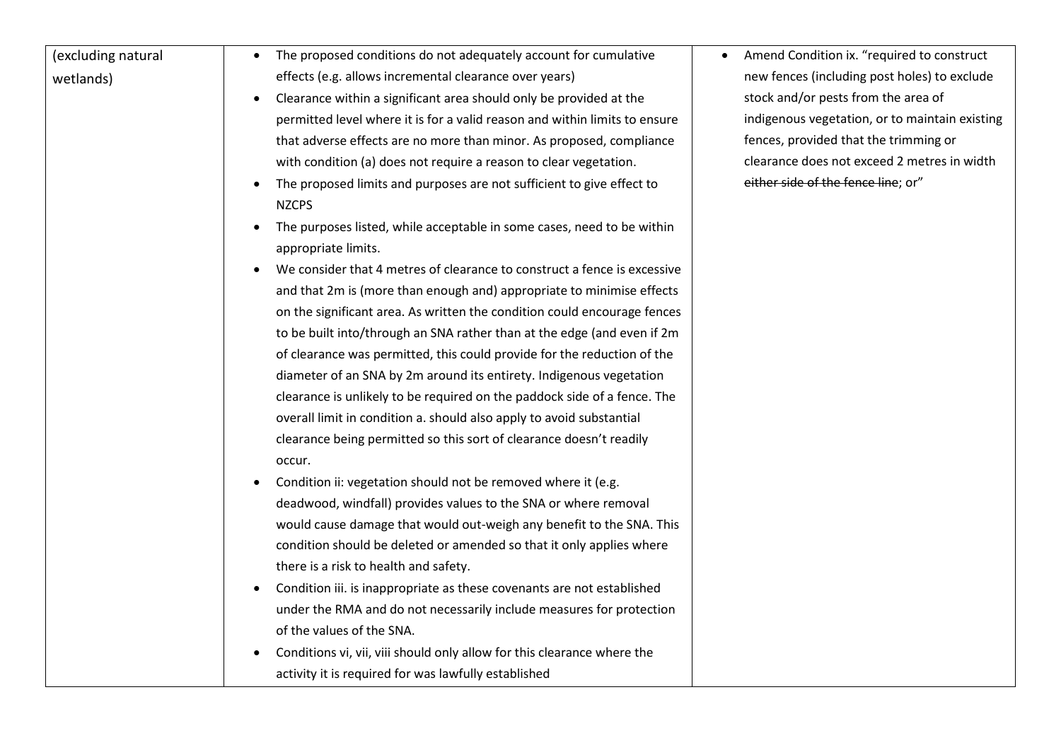| | | |
|---|---|---|
| (excluding natural wetlands) | • The proposed conditions do not adequately account for cumulative effects (e.g. allows incremental clearance over years)<br>• Clearance within a significant area should only be provided at the permitted level where it is for a valid reason and within limits to ensure that adverse effects are no more than minor. As proposed, compliance with condition (a) does not require a reason to clear vegetation.<br>• The proposed limits and purposes are not sufficient to give effect to NZCPS<br>• The purposes listed, while acceptable in some cases, need to be within appropriate limits.<br>• We consider that 4 metres of clearance to construct a fence is excessive and that 2m is (more than enough and) appropriate to minimise effects on the significant area. As written the condition could encourage fences to be built into/through an SNA rather than at the edge (and even if 2m of clearance was permitted, this could provide for the reduction of the diameter of an SNA by 2m around its entirety. Indigenous vegetation clearance is unlikely to be required on the paddock side of a fence. The overall limit in condition a. should also apply to avoid substantial clearance being permitted so this sort of clearance doesn't readily occur.<br>• Condition ii: vegetation should not be removed where it (e.g. deadwood, windfall) provides values to the SNA or where removal would cause damage that would out-weigh any benefit to the SNA. This condition should be deleted or amended so that it only applies where there is a risk to health and safety.<br>• Condition iii. is inappropriate as these covenants are not established under the RMA and do not necessarily include measures for protection of the values of the SNA.<br>• Conditions vi, vii, viii should only allow for this clearance where the activity it is required for was lawfully established | • Amend Condition ix. "required to construct new fences (including post holes) to exclude stock and/or pests from the area of indigenous vegetation, or to maintain existing fences, provided that the trimming or clearance does not exceed 2 metres in width ~~either side of the fence line~~; or" |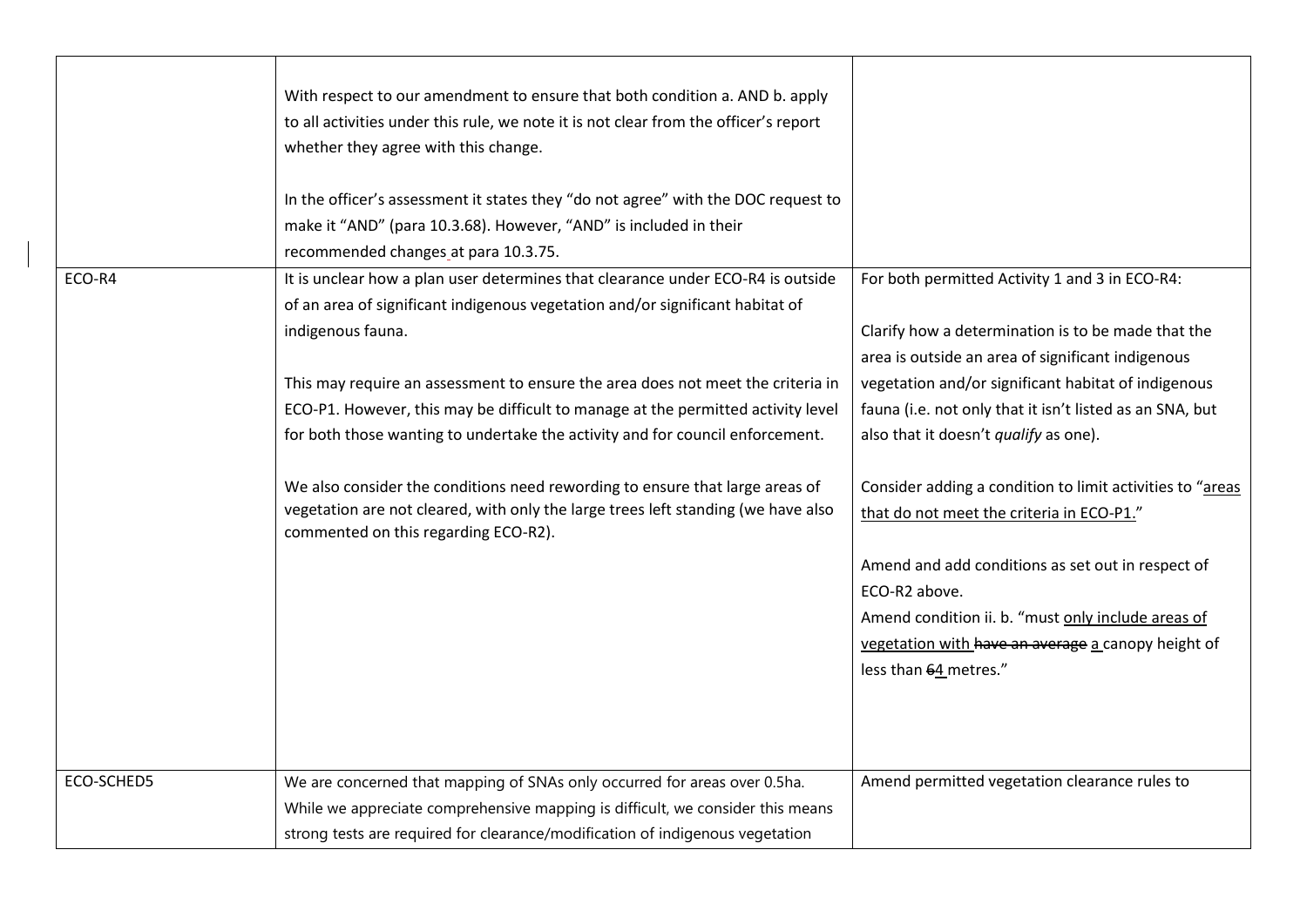| | | |
|---|---|---|
| | With respect to our amendment to ensure that both condition a. AND b. apply to all activities under this rule, we note it is not clear from the officer's report whether they agree with this change.<br><br>In the officer's assessment it states they "do not agree" with the DOC request to make it "AND" (para 10.3.68). However, "AND" is included in their recommended changes at para 10.3.75. | |
| ECO-R4 | It is unclear how a plan user determines that clearance under ECO-R4 is outside of an area of significant indigenous vegetation and/or significant habitat of indigenous fauna.<br><br>This may require an assessment to ensure the area does not meet the criteria in ECO-P1. However, this may be difficult to manage at the permitted activity level for both those wanting to undertake the activity and for council enforcement.<br><br>We also consider the conditions need rewording to ensure that large areas of vegetation are not cleared, with only the large trees left standing (we have also commented on this regarding ECO-R2). | For both permitted Activity 1 and 3 in ECO-R4:<br><br>Clarify how a determination is to be made that the area is outside an area of significant indigenous vegetation and/or significant habitat of indigenous fauna (i.e. not only that it isn't listed as an SNA, but also that it doesn't *qualify* as one).<br><br>Consider adding a condition to limit activities to "<u>areas that do not meet the criteria in ECO-P1.</u>"<br><br>Amend and add conditions as set out in respect of ECO-R2 above.<br>Amend condition ii. b. "must <u>only include areas of vegetation with</u> ~~have an average~~ <u>a</u> canopy height of less than ~~6~~<u>4</u> metres." |
| ECO-SCHED5 | We are concerned that mapping of SNAs only occurred for areas over 0.5ha. While we appreciate comprehensive mapping is difficult, we consider this means strong tests are required for clearance/modification of indigenous vegetation | Amend permitted vegetation clearance rules to |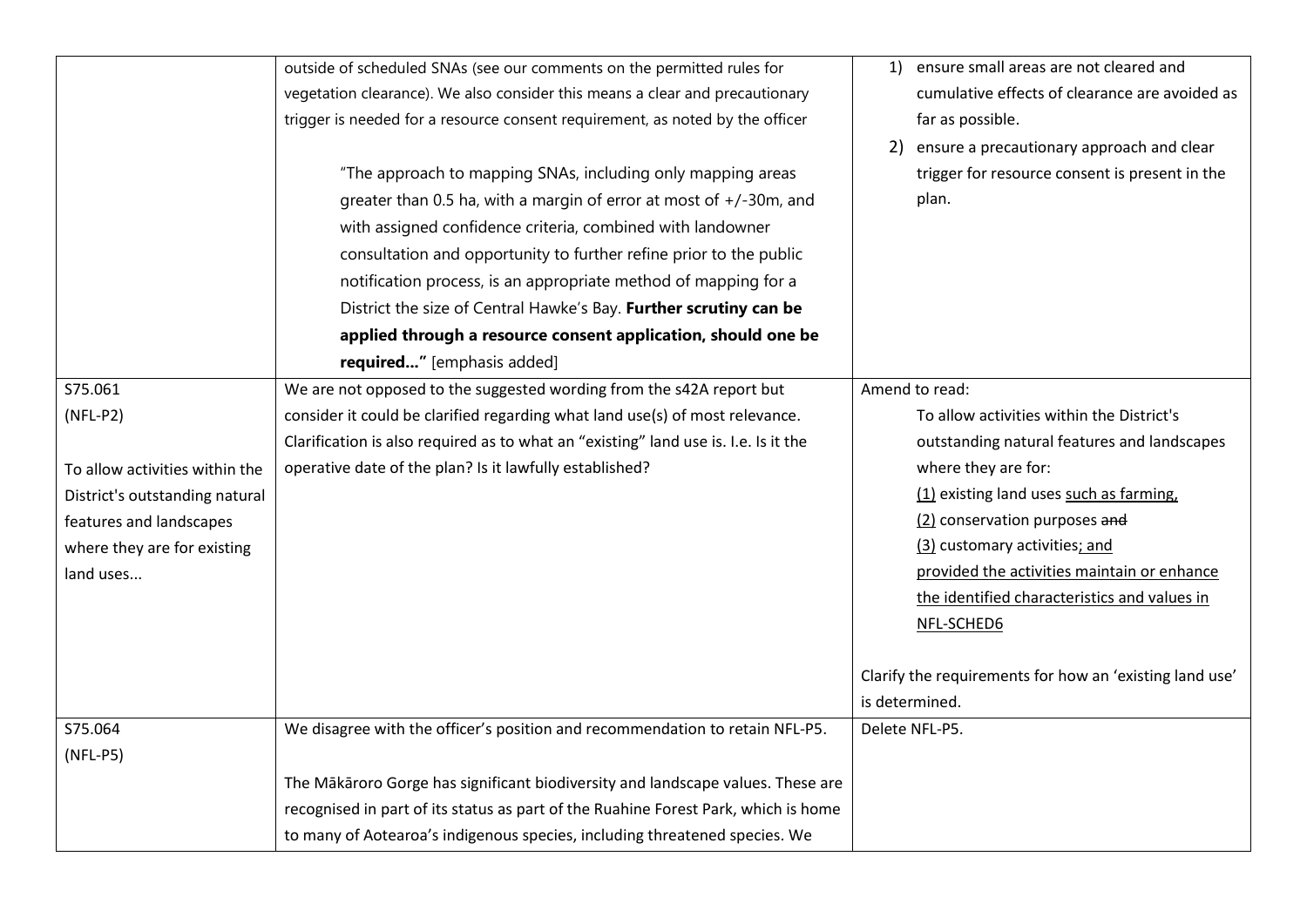| | | |
|---|---|---|
| | outside of scheduled SNAs (see our comments on the permitted rules for vegetation clearance). We also consider this means a clear and precautionary trigger is needed for a resource consent requirement, as noted by the officer<br><br>"The approach to mapping SNAs, including only mapping areas greater than 0.5 ha, with a margin of error at most of +/-30m, and with assigned confidence criteria, combined with landowner consultation and opportunity to further refine prior to the public notification process, is an appropriate method of mapping for a District the size of Central Hawke's Bay. **Further scrutiny can be applied through a resource consent application, should one be required..."** [emphasis added] | 1) ensure small areas are not cleared and cumulative effects of clearance are avoided as far as possible.<br>2) ensure a precautionary approach and clear trigger for resource consent is present in the plan. |
| S75.061<br>(NFL-P2)<br><br>To allow activities within the District's outstanding natural features and landscapes where they are for existing land uses... | We are not opposed to the suggested wording from the s42A report but consider it could be clarified regarding what land use(s) of most relevance. Clarification is also required as to what an "existing" land use is. I.e. Is it the operative date of the plan? Is it lawfully established? | Amend to read:<br>To allow activities within the District's outstanding natural features and landscapes where they are for:<br><u>(1)</u> existing land uses <u>such as farming,</u><br><u>(2)</u> conservation purposes ~~and~~<br><u>(3)</u> customary activities<u>; and</u><br><u>provided the activities maintain or enhance the identified characteristics and values in NFL-SCHED6</u><br><br>Clarify the requirements for how an 'existing land use' is determined. |
| S75.064<br>(NFL-P5) | We disagree with the officer's position and recommendation to retain NFL-P5.<br><br>The Mākāroro Gorge has significant biodiversity and landscape values. These are recognised in part of its status as part of the Ruahine Forest Park, which is home to many of Aotearoa's indigenous species, including threatened species. We | Delete NFL-P5. |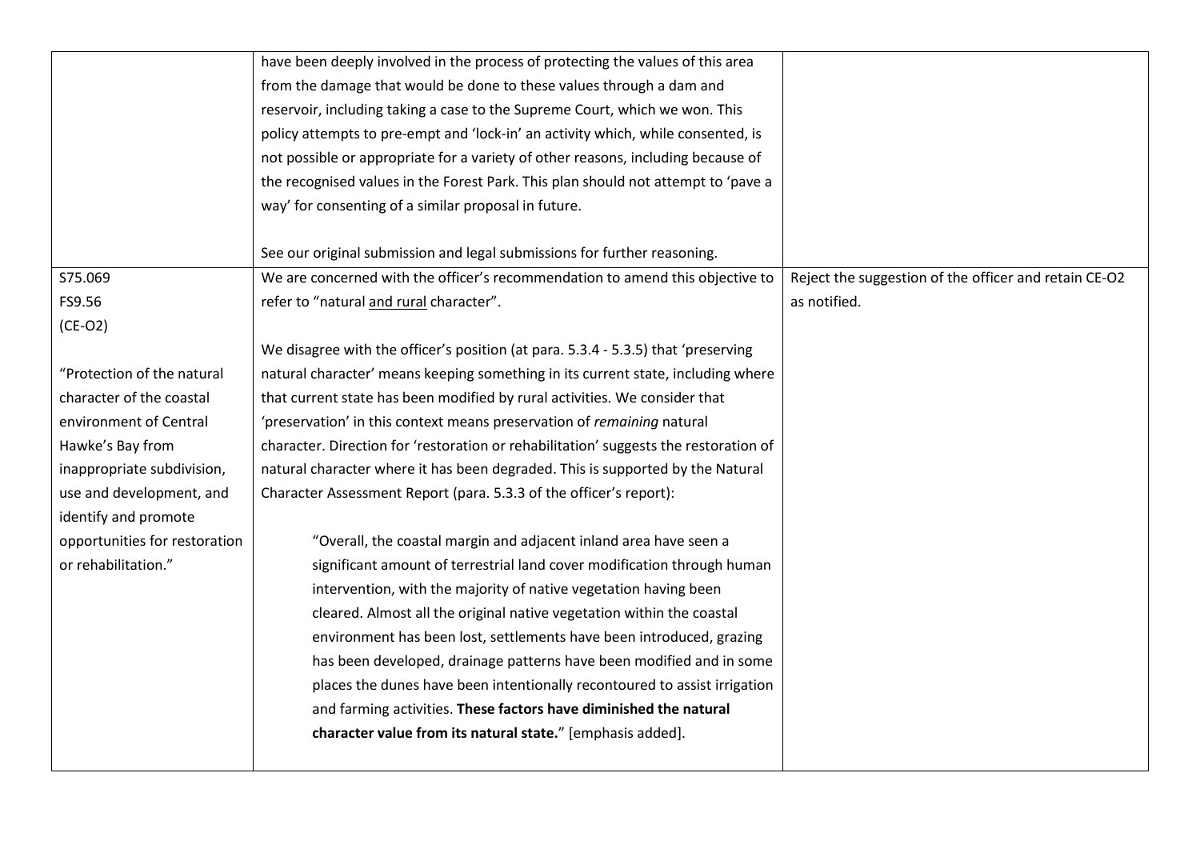| | | |
|---|---|---|
| | have been deeply involved in the process of protecting the values of this area from the damage that would be done to these values through a dam and reservoir, including taking a case to the Supreme Court, which we won. This policy attempts to pre-empt and 'lock-in' an activity which, while consented, is not possible or appropriate for a variety of other reasons, including because of the recognised values in the Forest Park. This plan should not attempt to 'pave a way' for consenting of a similar proposal in future.<br><br>See our original submission and legal submissions for further reasoning. | |
| S75.069<br>FS9.56<br>(CE-O2)<br><br>"Protection of the natural character of the coastal environment of Central Hawke's Bay from inappropriate subdivision, use and development, and identify and promote opportunities for restoration or rehabilitation." | We are concerned with the officer's recommendation to amend this objective to refer to "natural <u>and rural</u> character".<br><br>We disagree with the officer's position (at para. 5.3.4 - 5.3.5) that 'preserving natural character' means keeping something in its current state, including where that current state has been modified by rural activities. We consider that 'preservation' in this context means preservation of *remaining* natural character. Direction for 'restoration or rehabilitation' suggests the restoration of natural character where it has been degraded. This is supported by the Natural Character Assessment Report (para. 5.3.3 of the officer's report):<br><br>"Overall, the coastal margin and adjacent inland area have seen a significant amount of terrestrial land cover modification through human intervention, with the majority of native vegetation having been cleared. Almost all the original native vegetation within the coastal environment has been lost, settlements have been introduced, grazing has been developed, drainage patterns have been modified and in some places the dunes have been intentionally recontoured to assist irrigation and farming activities. **These factors have diminished the natural character value from its natural state.**" [emphasis added]. | Reject the suggestion of the officer and retain CE-O2 as notified. |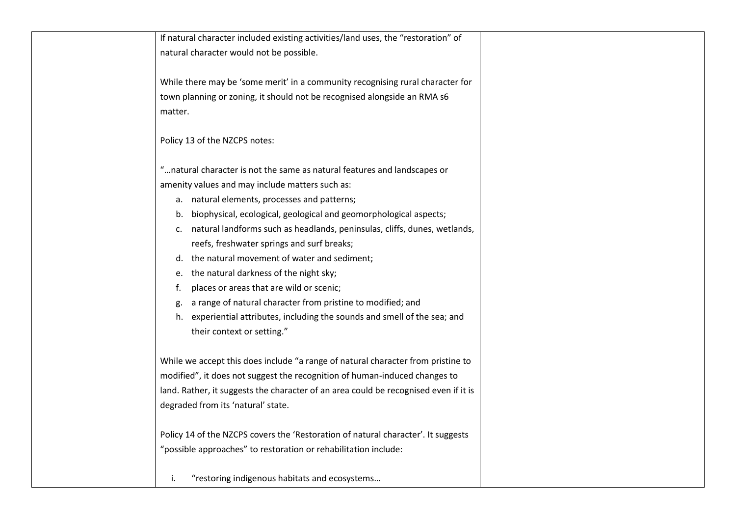| | | |
|---|---|---|
| | If natural character included existing activities/land uses, the "restoration" of natural character would not be possible.<br><br>While there may be 'some merit' in a community recognising rural character for town planning or zoning, it should not be recognised alongside an RMA s6 matter.<br><br>Policy 13 of the NZCPS notes:<br><br>"…natural character is not the same as natural features and landscapes or amenity values and may include matters such as:<br>a. natural elements, processes and patterns;<br>b. biophysical, ecological, geological and geomorphological aspects;<br>c. natural landforms such as headlands, peninsulas, cliffs, dunes, wetlands, reefs, freshwater springs and surf breaks;<br>d. the natural movement of water and sediment;<br>e. the natural darkness of the night sky;<br>f. places or areas that are wild or scenic;<br>g. a range of natural character from pristine to modified; and<br>h. experiential attributes, including the sounds and smell of the sea; and their context or setting."<br><br>While we accept this does include "a range of natural character from pristine to modified", it does not suggest the recognition of human-induced changes to land. Rather, it suggests the character of an area could be recognised even if it is degraded from its 'natural' state.<br><br>Policy 14 of the NZCPS covers the 'Restoration of natural character'. It suggests "possible approaches" to restoration or rehabilitation include:<br><br>i. "restoring indigenous habitats and ecosystems… | |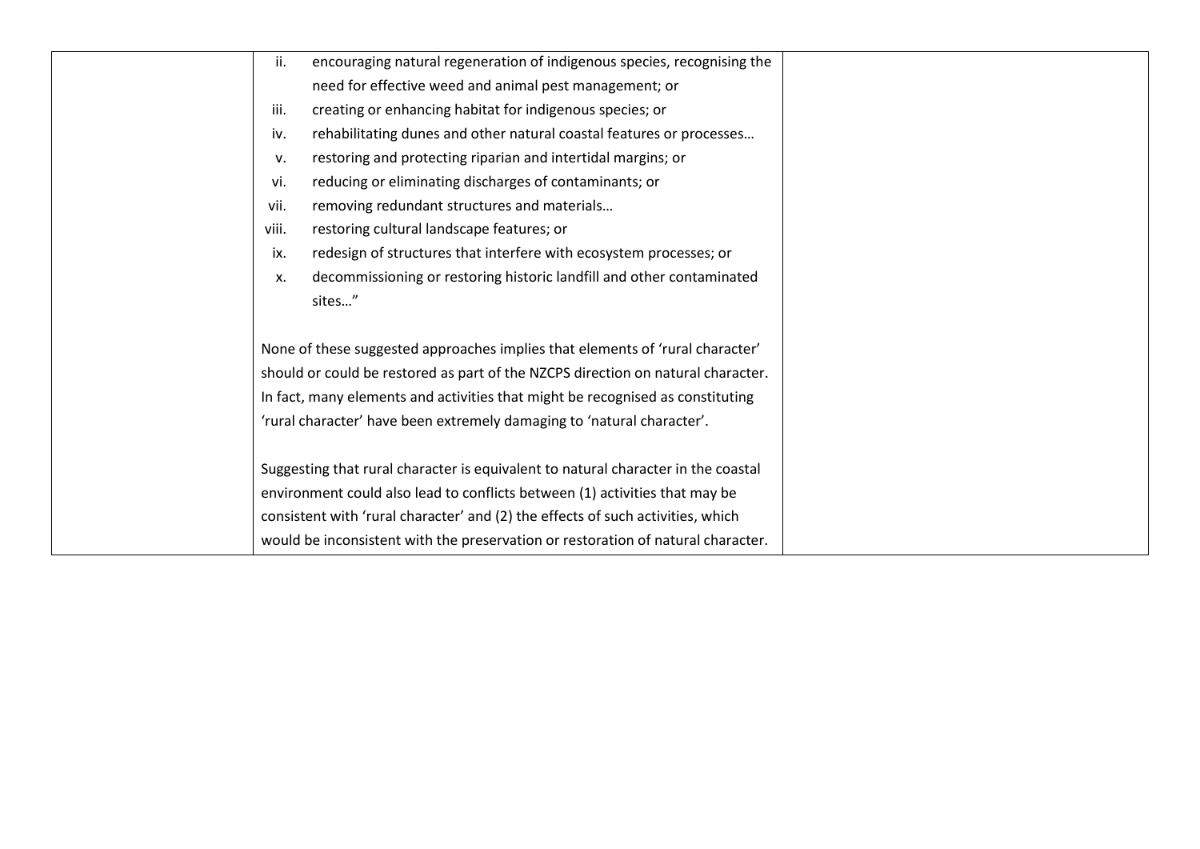| | | |
|---|---|---|
| | ii. encouraging natural regeneration of indigenous species, recognising the need for effective weed and animal pest management; or<br>iii. creating or enhancing habitat for indigenous species; or<br>iv. rehabilitating dunes and other natural coastal features or processes…<br>v. restoring and protecting riparian and intertidal margins; or<br>vi. reducing or eliminating discharges of contaminants; or<br>vii. removing redundant structures and materials…<br>viii. restoring cultural landscape features; or<br>ix. redesign of structures that interfere with ecosystem processes; or<br>x. decommissioning or restoring historic landfill and other contaminated sites…”<br><br>None of these suggested approaches implies that elements of ‘rural character’ should or could be restored as part of the NZCPS direction on natural character. In fact, many elements and activities that might be recognised as constituting ‘rural character’ have been extremely damaging to ‘natural character’.<br><br>Suggesting that rural character is equivalent to natural character in the coastal environment could also lead to conflicts between (1) activities that may be consistent with ‘rural character’ and (2) the effects of such activities, which would be inconsistent with the preservation or restoration of natural character. | |